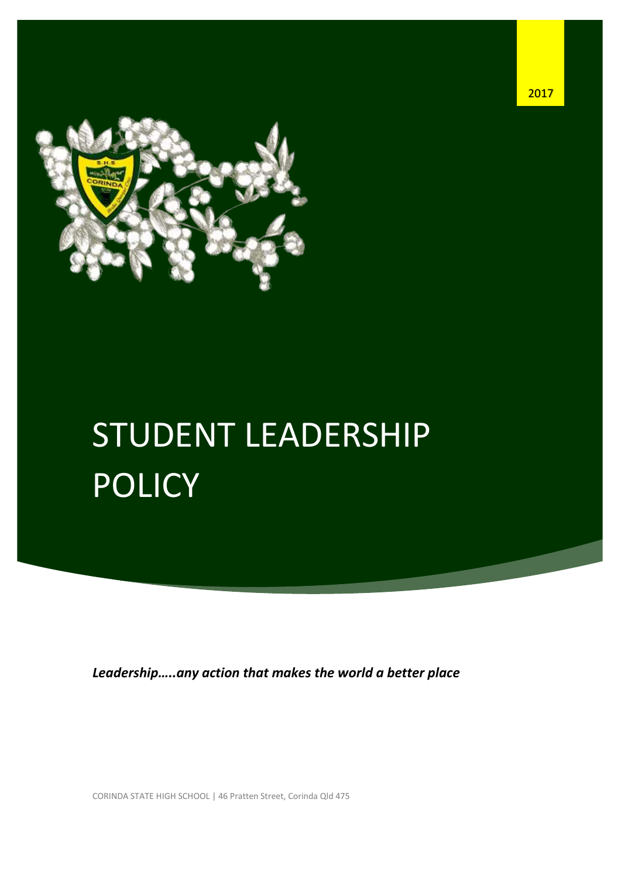2017

# STUDENT LEADERSHIP POLICY

***Leadership…..any action that makes the world a better place***

CORINDA STATE HIGH SCHOOL | 46 Pratten Street, Corinda Qld 475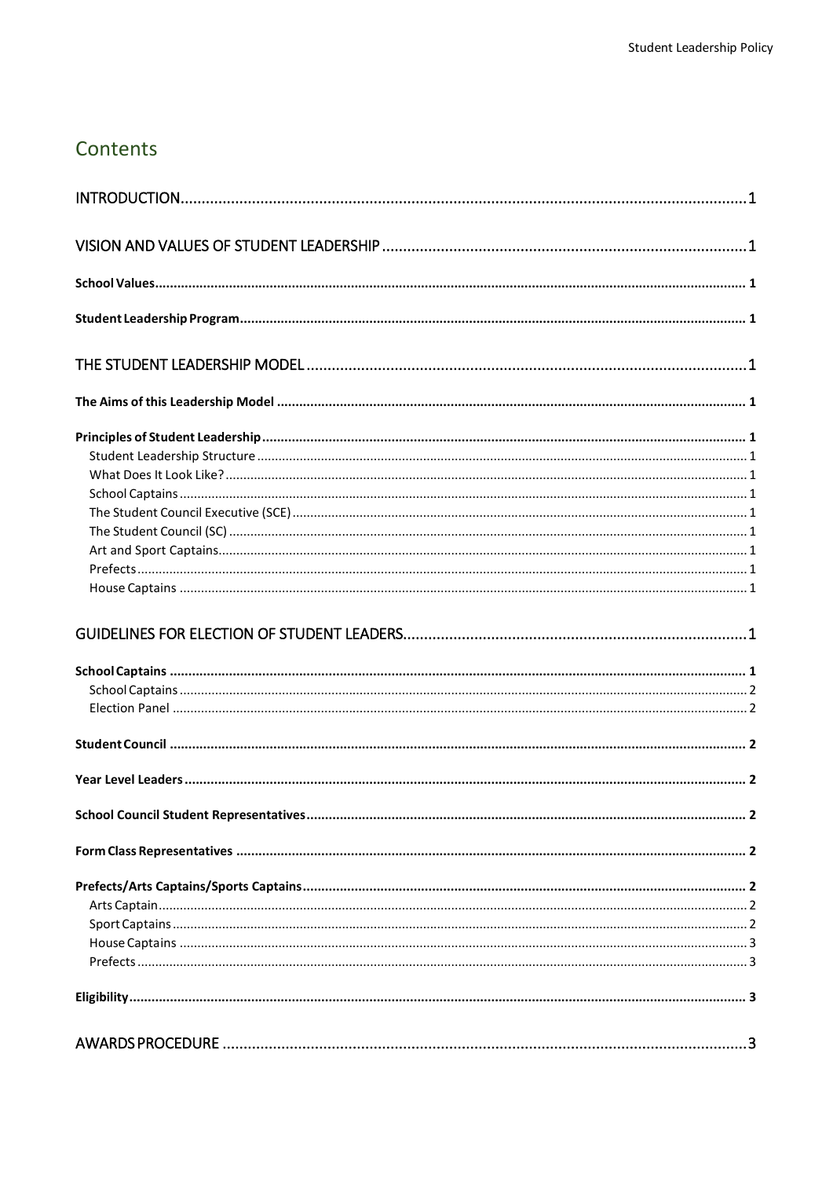## Contents

INTRODUCTION .......... 1

VISION AND VALUES OF STUDENT LEADERSHIP .......... 1

**School Values** .......... 1

**Student Leadership Program** .......... 1

THE STUDENT LEADERSHIP MODEL .......... 1

**The Aims of this Leadership Model** .......... 1

**Principles of Student Leadership** .......... 1

- Student Leadership Structure .......... 1
- What Does It Look Like? .......... 1
- School Captains .......... 1
- The Student Council Executive (SCE) .......... 1
- The Student Council (SC) .......... 1
- Art and Sport Captains .......... 1
- Prefects .......... 1
- House Captains .......... 1

GUIDELINES FOR ELECTION OF STUDENT LEADERS .......... 1

**School Captains** .......... 1

- School Captains .......... 2
- Election Panel .......... 2

**Student Council** .......... 2

**Year Level Leaders** .......... 2

**School Council Student Representatives** .......... 2

**Form Class Representatives** .......... 2

**Prefects/Arts Captains/Sports Captains** .......... 2

- Arts Captain .......... 2
- Sport Captains .......... 2
- House Captains .......... 3
- Prefects .......... 3

**Eligibility** .......... 3

AWARDS PROCEDURE .......... 3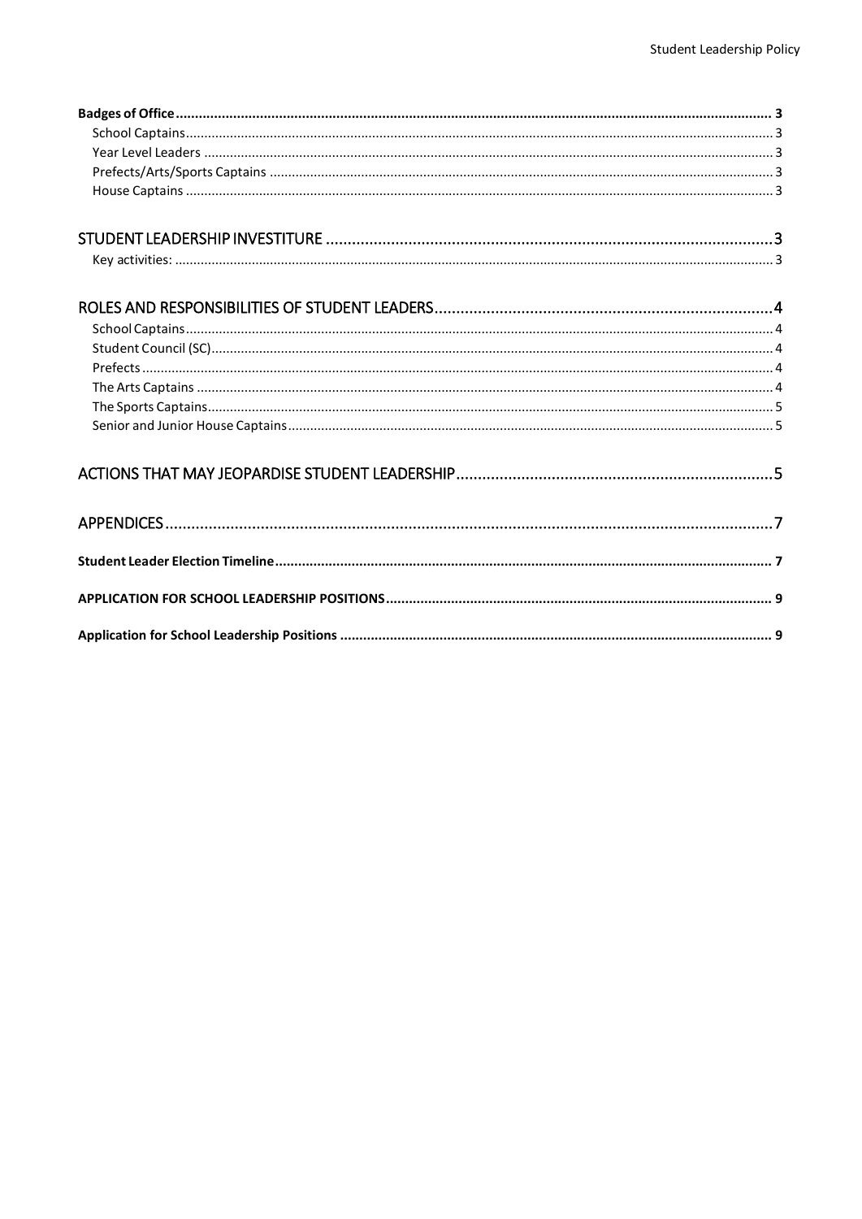**Badges of Office** .......... 3

School Captains .......... 3

Year Level Leaders .......... 3

Prefects/Arts/Sports Captains .......... 3

House Captains .......... 3

STUDENT LEADERSHIP INVESTITURE .......... 3

Key activities: .......... 3

ROLES AND RESPONSIBILITIES OF STUDENT LEADERS .......... 4

School Captains .......... 4

Student Council (SC) .......... 4

Prefects .......... 4

The Arts Captains .......... 4

The Sports Captains .......... 5

Senior and Junior House Captains .......... 5

ACTIONS THAT MAY JEOPARDISE STUDENT LEADERSHIP .......... 5

APPENDICES .......... 7

**Student Leader Election Timeline** .......... 7

**APPLICATION FOR SCHOOL LEADERSHIP POSITIONS** .......... 9

**Application for School Leadership Positions** .......... 9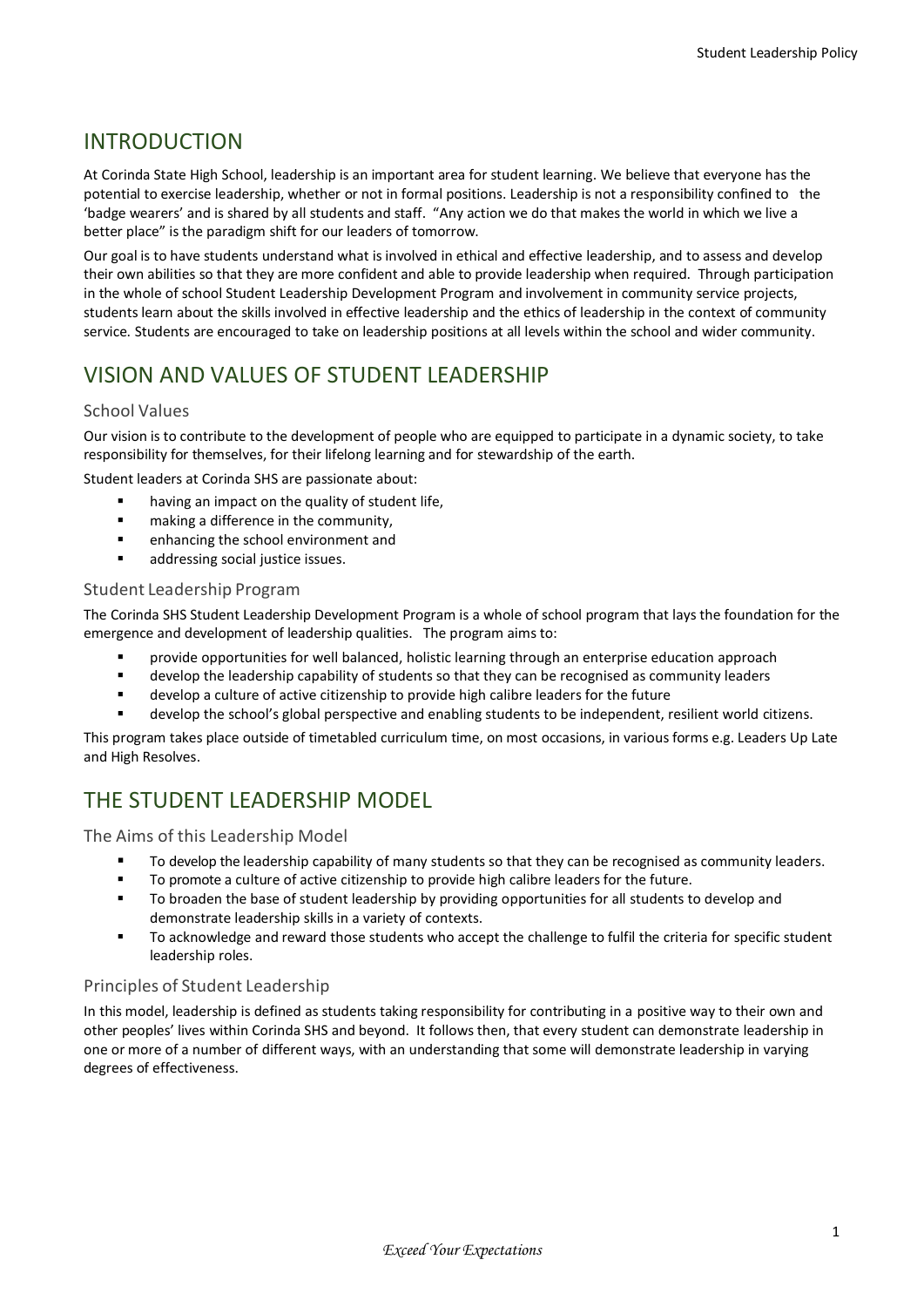# INTRODUCTION

At Corinda State High School, leadership is an important area for student learning. We believe that everyone has the potential to exercise leadership, whether or not in formal positions. Leadership is not a responsibility confined to the 'badge wearers' and is shared by all students and staff. "Any action we do that makes the world in which we live a better place" is the paradigm shift for our leaders of tomorrow.

Our goal is to have students understand what is involved in ethical and effective leadership, and to assess and develop their own abilities so that they are more confident and able to provide leadership when required. Through participation in the whole of school Student Leadership Development Program and involvement in community service projects, students learn about the skills involved in effective leadership and the ethics of leadership in the context of community service. Students are encouraged to take on leadership positions at all levels within the school and wider community.

# VISION AND VALUES OF STUDENT LEADERSHIP

## School Values

Our vision is to contribute to the development of people who are equipped to participate in a dynamic society, to take responsibility for themselves, for their lifelong learning and for stewardship of the earth.

Student leaders at Corinda SHS are passionate about:

- having an impact on the quality of student life,
- making a difference in the community,
- enhancing the school environment and
- addressing social justice issues.

## Student Leadership Program

The Corinda SHS Student Leadership Development Program is a whole of school program that lays the foundation for the emergence and development of leadership qualities. The program aims to:

- provide opportunities for well balanced, holistic learning through an enterprise education approach
- develop the leadership capability of students so that they can be recognised as community leaders
- develop a culture of active citizenship to provide high calibre leaders for the future
- develop the school's global perspective and enabling students to be independent, resilient world citizens.

This program takes place outside of timetabled curriculum time, on most occasions, in various forms e.g. Leaders Up Late and High Resolves.

# THE STUDENT LEADERSHIP MODEL

## The Aims of this Leadership Model

- To develop the leadership capability of many students so that they can be recognised as community leaders.
- To promote a culture of active citizenship to provide high calibre leaders for the future.
- To broaden the base of student leadership by providing opportunities for all students to develop and demonstrate leadership skills in a variety of contexts.
- To acknowledge and reward those students who accept the challenge to fulfil the criteria for specific student leadership roles.

## Principles of Student Leadership

In this model, leadership is defined as students taking responsibility for contributing in a positive way to their own and other peoples' lives within Corinda SHS and beyond. It follows then, that every student can demonstrate leadership in one or more of a number of different ways, with an understanding that some will demonstrate leadership in varying degrees of effectiveness.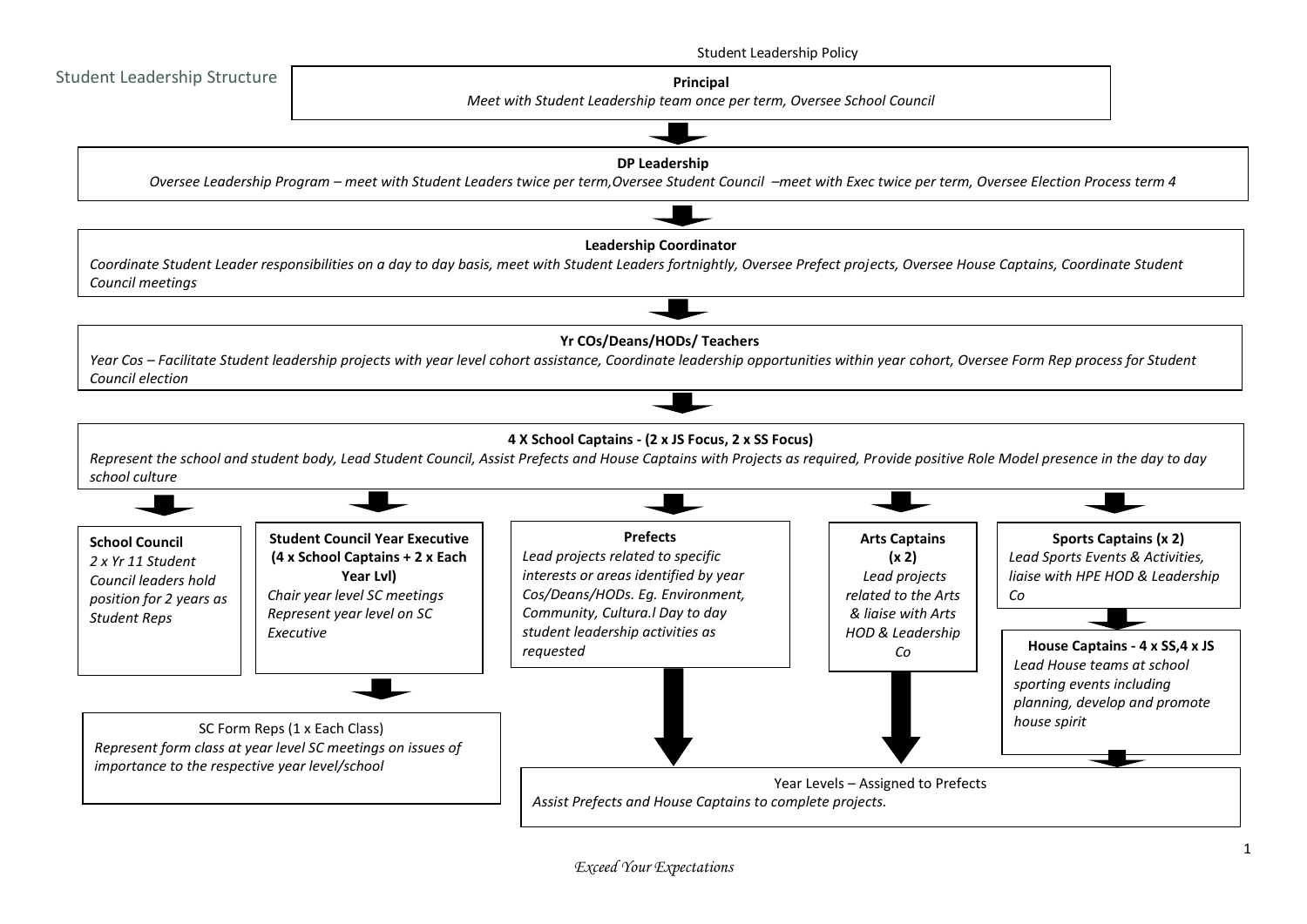## Student Leadership Structure

**Principal**
*Meet with Student Leadership team once per term, Oversee School Council*

**DP Leadership**
*Oversee Leadership Program – meet with Student Leaders twice per term,Oversee Student Council –meet with Exec twice per term, Oversee Election Process term 4*

**Leadership Coordinator**
*Coordinate Student Leader responsibilities on a day to day basis, meet with Student Leaders fortnightly, Oversee Prefect projects, Oversee House Captains, Coordinate Student Council meetings*

**Yr COs/Deans/HODs/ Teachers**
*Year Cos – Facilitate Student leadership projects with year level cohort assistance, Coordinate leadership opportunities within year cohort, Oversee Form Rep process for Student Council election*

**4 X School Captains - (2 x JS Focus, 2 x SS Focus)**
*Represent the school and student body, Lead Student Council, Assist Prefects and House Captains with Projects as required, Provide positive Role Model presence in the day to day school culture*

**School Council**
*2 x Yr 11 Student Council leaders hold position for 2 years as Student Reps*

**Student Council Year Executive (4 x School Captains + 2 x Each Year Lvl)**
*Chair year level SC meetings*
*Represent year level on SC Executive*

SC Form Reps (1 x Each Class)
*Represent form class at year level SC meetings on issues of importance to the respective year level/school*

**Prefects**
*Lead projects related to specific interests or areas identified by year Cos/Deans/HODs. Eg. Environment, Community, Cultura.l Day to day student leadership activities as requested*

**Arts Captains (x 2)**
*Lead projects related to the Arts & liaise with Arts HOD & Leadership Co*

**Sports Captains (x 2)**
*Lead Sports Events & Activities, liaise with HPE HOD & Leadership Co*

**House Captains - 4 x SS,4 x JS**
*Lead House teams at school sporting events including planning, develop and promote house spirit*

Year Levels – Assigned to Prefects
*Assist Prefects and House Captains to complete projects.*

*Exceed Your Expectations*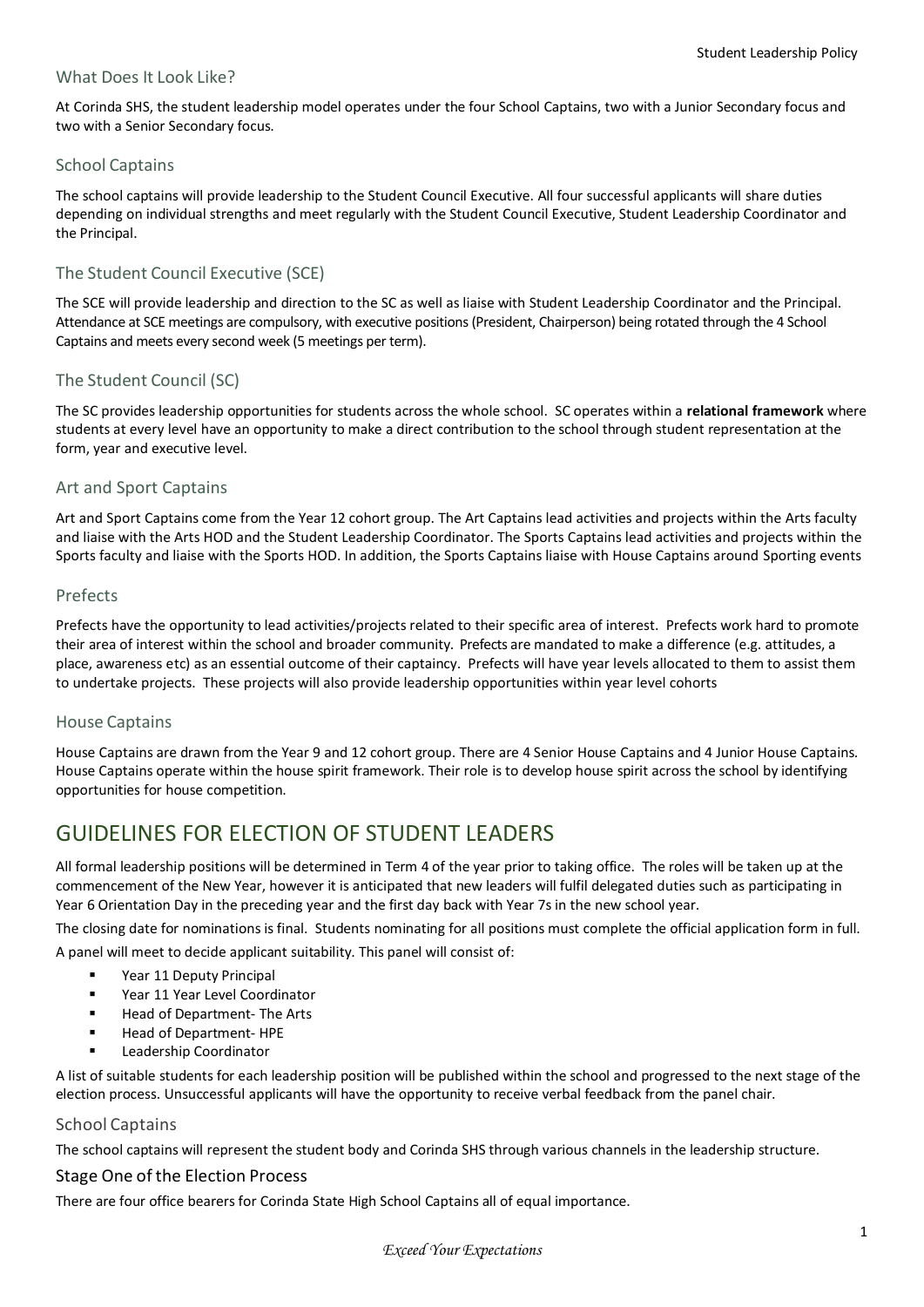### What Does It Look Like?

At Corinda SHS, the student leadership model operates under the four School Captains, two with a Junior Secondary focus and two with a Senior Secondary focus.

### School Captains

The school captains will provide leadership to the Student Council Executive. All four successful applicants will share duties depending on individual strengths and meet regularly with the Student Council Executive, Student Leadership Coordinator and the Principal.

### The Student Council Executive (SCE)

The SCE will provide leadership and direction to the SC as well as liaise with Student Leadership Coordinator and the Principal. Attendance at SCE meetings are compulsory, with executive positions (President, Chairperson) being rotated through the 4 School Captains and meets every second week (5 meetings per term).

### The Student Council (SC)

The SC provides leadership opportunities for students across the whole school. SC operates within a **relational framework** where students at every level have an opportunity to make a direct contribution to the school through student representation at the form, year and executive level.

### Art and Sport Captains

Art and Sport Captains come from the Year 12 cohort group. The Art Captains lead activities and projects within the Arts faculty and liaise with the Arts HOD and the Student Leadership Coordinator. The Sports Captains lead activities and projects within the Sports faculty and liaise with the Sports HOD. In addition, the Sports Captains liaise with House Captains around Sporting events

### Prefects

Prefects have the opportunity to lead activities/projects related to their specific area of interest. Prefects work hard to promote their area of interest within the school and broader community. Prefects are mandated to make a difference (e.g. attitudes, a place, awareness etc) as an essential outcome of their captaincy. Prefects will have year levels allocated to them to assist them to undertake projects. These projects will also provide leadership opportunities within year level cohorts

### House Captains

House Captains are drawn from the Year 9 and 12 cohort group. There are 4 Senior House Captains and 4 Junior House Captains. House Captains operate within the house spirit framework. Their role is to develop house spirit across the school by identifying opportunities for house competition.

## GUIDELINES FOR ELECTION OF STUDENT LEADERS

All formal leadership positions will be determined in Term 4 of the year prior to taking office. The roles will be taken up at the commencement of the New Year, however it is anticipated that new leaders will fulfil delegated duties such as participating in Year 6 Orientation Day in the preceding year and the first day back with Year 7s in the new school year.

The closing date for nominations is final. Students nominating for all positions must complete the official application form in full.

A panel will meet to decide applicant suitability. This panel will consist of:

- Year 11 Deputy Principal
- Year 11 Year Level Coordinator
- Head of Department- The Arts
- Head of Department- HPE
- Leadership Coordinator

A list of suitable students for each leadership position will be published within the school and progressed to the next stage of the election process. Unsuccessful applicants will have the opportunity to receive verbal feedback from the panel chair.

### School Captains

The school captains will represent the student body and Corinda SHS through various channels in the leadership structure.

#### Stage One of the Election Process

There are four office bearers for Corinda State High School Captains all of equal importance.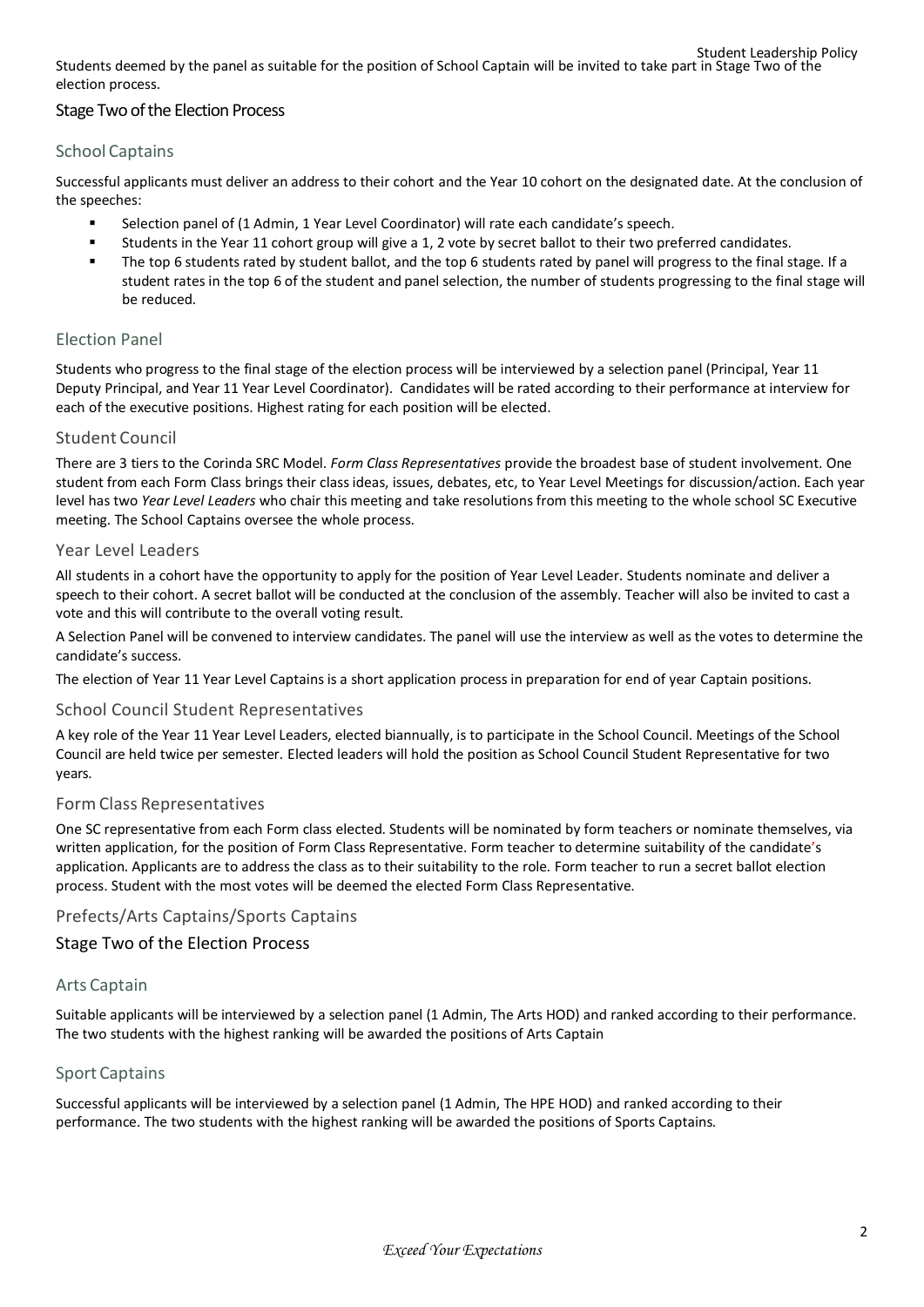Students deemed by the panel as suitable for the position of School Captain will be invited to take part in Stage Two of the election process.

## Stage Two of the Election Process

### School Captains

Successful applicants must deliver an address to their cohort and the Year 10 cohort on the designated date. At the conclusion of the speeches:

- Selection panel of (1 Admin, 1 Year Level Coordinator) will rate each candidate's speech.
- Students in the Year 11 cohort group will give a 1, 2 vote by secret ballot to their two preferred candidates.
- The top 6 students rated by student ballot, and the top 6 students rated by panel will progress to the final stage. If a student rates in the top 6 of the student and panel selection, the number of students progressing to the final stage will be reduced.

### Election Panel

Students who progress to the final stage of the election process will be interviewed by a selection panel (Principal, Year 11 Deputy Principal, and Year 11 Year Level Coordinator). Candidates will be rated according to their performance at interview for each of the executive positions. Highest rating for each position will be elected.

### Student Council

There are 3 tiers to the Corinda SRC Model. *Form Class Representatives* provide the broadest base of student involvement. One student from each Form Class brings their class ideas, issues, debates, etc, to Year Level Meetings for discussion/action. Each year level has two *Year Level Leaders* who chair this meeting and take resolutions from this meeting to the whole school SC Executive meeting. The School Captains oversee the whole process.

### Year Level Leaders

All students in a cohort have the opportunity to apply for the position of Year Level Leader. Students nominate and deliver a speech to their cohort. A secret ballot will be conducted at the conclusion of the assembly. Teacher will also be invited to cast a vote and this will contribute to the overall voting result.

A Selection Panel will be convened to interview candidates. The panel will use the interview as well as the votes to determine the candidate's success.

The election of Year 11 Year Level Captains is a short application process in preparation for end of year Captain positions.

### School Council Student Representatives

A key role of the Year 11 Year Level Leaders, elected biannually, is to participate in the School Council. Meetings of the School Council are held twice per semester. Elected leaders will hold the position as School Council Student Representative for two years.

### Form Class Representatives

One SC representative from each Form class elected. Students will be nominated by form teachers or nominate themselves, via written application, for the position of Form Class Representative. Form teacher to determine suitability of the candidate's application. Applicants are to address the class as to their suitability to the role. Form teacher to run a secret ballot election process. Student with the most votes will be deemed the elected Form Class Representative.

### Prefects/Arts Captains/Sports Captains

## Stage Two of the Election Process

### Arts Captain

Suitable applicants will be interviewed by a selection panel (1 Admin, The Arts HOD) and ranked according to their performance. The two students with the highest ranking will be awarded the positions of Arts Captain

### Sport Captains

Successful applicants will be interviewed by a selection panel (1 Admin, The HPE HOD) and ranked according to their performance. The two students with the highest ranking will be awarded the positions of Sports Captains.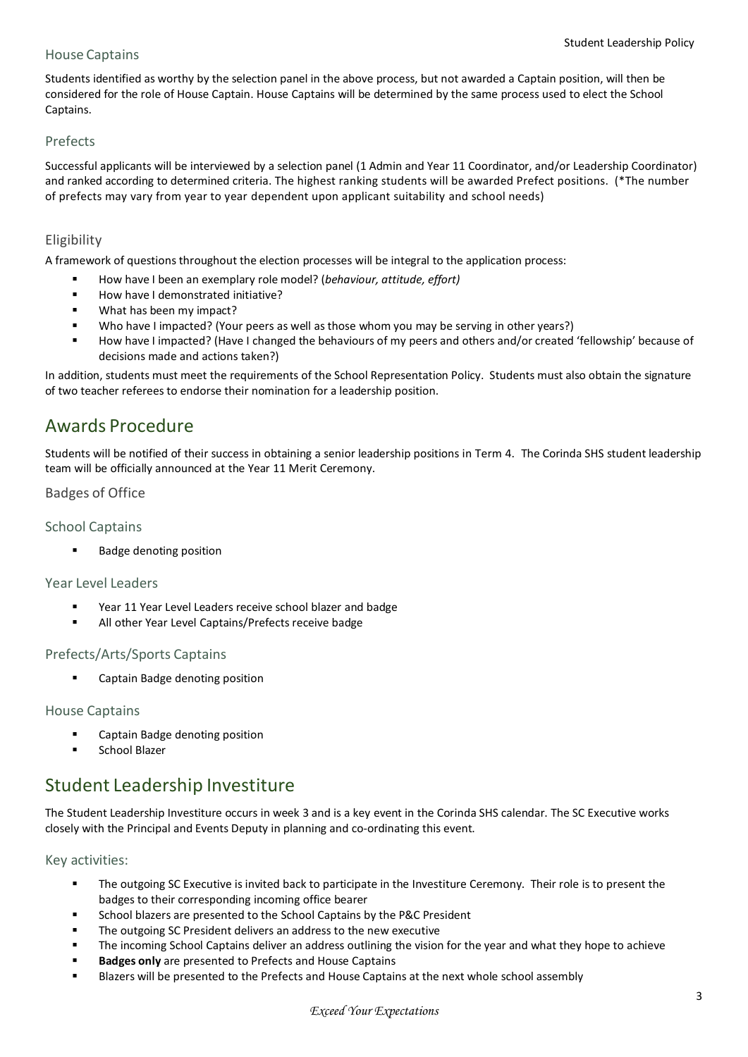### House Captains

Students identified as worthy by the selection panel in the above process, but not awarded a Captain position, will then be considered for the role of House Captain. House Captains will be determined by the same process used to elect the School Captains.

### Prefects

Successful applicants will be interviewed by a selection panel (1 Admin and Year 11 Coordinator, and/or Leadership Coordinator) and ranked according to determined criteria. The highest ranking students will be awarded Prefect positions. (*The number of prefects may vary from year to year dependent upon applicant suitability and school needs)

### Eligibility

A framework of questions throughout the election processes will be integral to the application process:

- How have I been an exemplary role model? (*behaviour, attitude, effort)*
- How have I demonstrated initiative?
- What has been my impact?
- Who have I impacted? (Your peers as well as those whom you may be serving in other years?)
- How have I impacted? (Have I changed the behaviours of my peers and others and/or created 'fellowship' because of decisions made and actions taken?)

In addition, students must meet the requirements of the School Representation Policy. Students must also obtain the signature of two teacher referees to endorse their nomination for a leadership position.

## Awards Procedure

Students will be notified of their success in obtaining a senior leadership positions in Term 4. The Corinda SHS student leadership team will be officially announced at the Year 11 Merit Ceremony.

### Badges of Office

### School Captains

- Badge denoting position

### Year Level Leaders

- Year 11 Year Level Leaders receive school blazer and badge
- All other Year Level Captains/Prefects receive badge

### Prefects/Arts/Sports Captains

- Captain Badge denoting position

### House Captains

- Captain Badge denoting position
- School Blazer

## Student Leadership Investiture

The Student Leadership Investiture occurs in week 3 and is a key event in the Corinda SHS calendar. The SC Executive works closely with the Principal and Events Deputy in planning and co-ordinating this event.

### Key activities:

- The outgoing SC Executive is invited back to participate in the Investiture Ceremony. Their role is to present the badges to their corresponding incoming office bearer
- School blazers are presented to the School Captains by the P&C President
- The outgoing SC President delivers an address to the new executive
- The incoming School Captains deliver an address outlining the vision for the year and what they hope to achieve
- **Badges only** are presented to Prefects and House Captains
- Blazers will be presented to the Prefects and House Captains at the next whole school assembly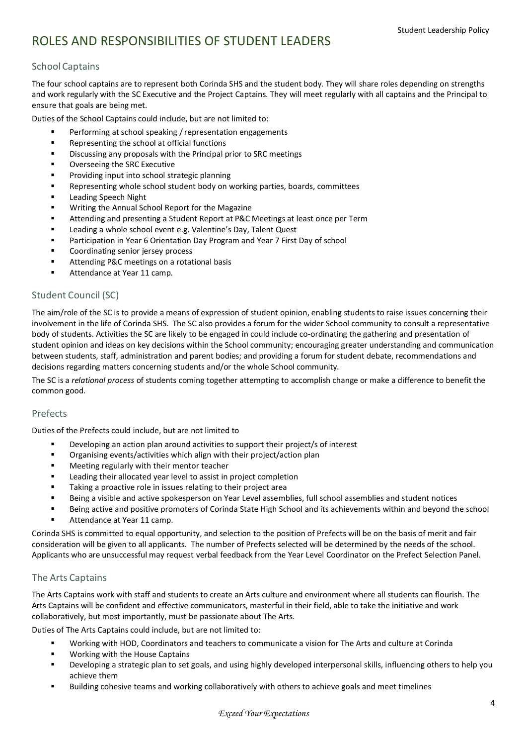# ROLES AND RESPONSIBILITIES OF STUDENT LEADERS

## School Captains

The four school captains are to represent both Corinda SHS and the student body. They will share roles depending on strengths and work regularly with the SC Executive and the Project Captains. They will meet regularly with all captains and the Principal to ensure that goals are being met.

Duties of the School Captains could include, but are not limited to:

- Performing at school speaking / representation engagements
- Representing the school at official functions
- Discussing any proposals with the Principal prior to SRC meetings
- Overseeing the SRC Executive
- Providing input into school strategic planning
- Representing whole school student body on working parties, boards, committees
- Leading Speech Night
- Writing the Annual School Report for the Magazine
- Attending and presenting a Student Report at P&C Meetings at least once per Term
- Leading a whole school event e.g. Valentine's Day, Talent Quest
- Participation in Year 6 Orientation Day Program and Year 7 First Day of school
- Coordinating senior jersey process
- Attending P&C meetings on a rotational basis
- Attendance at Year 11 camp.

## Student Council (SC)

The aim/role of the SC is to provide a means of expression of student opinion, enabling students to raise issues concerning their involvement in the life of Corinda SHS. The SC also provides a forum for the wider School community to consult a representative body of students. Activities the SC are likely to be engaged in could include co-ordinating the gathering and presentation of student opinion and ideas on key decisions within the School community; encouraging greater understanding and communication between students, staff, administration and parent bodies; and providing a forum for student debate, recommendations and decisions regarding matters concerning students and/or the whole School community.

The SC is a *relational process* of students coming together attempting to accomplish change or make a difference to benefit the common good.

## Prefects

Duties of the Prefects could include, but are not limited to

- Developing an action plan around activities to support their project/s of interest
- Organising events/activities which align with their project/action plan
- Meeting regularly with their mentor teacher
- Leading their allocated year level to assist in project completion
- Taking a proactive role in issues relating to their project area
- Being a visible and active spokesperson on Year Level assemblies, full school assemblies and student notices
- Being active and positive promoters of Corinda State High School and its achievements within and beyond the school
- Attendance at Year 11 camp.

Corinda SHS is committed to equal opportunity, and selection to the position of Prefects will be on the basis of merit and fair consideration will be given to all applicants. The number of Prefects selected will be determined by the needs of the school. Applicants who are unsuccessful may request verbal feedback from the Year Level Coordinator on the Prefect Selection Panel.

## The Arts Captains

The Arts Captains work with staff and students to create an Arts culture and environment where all students can flourish. The Arts Captains will be confident and effective communicators, masterful in their field, able to take the initiative and work collaboratively, but most importantly, must be passionate about The Arts.

Duties of The Arts Captains could include, but are not limited to:

- Working with HOD, Coordinators and teachers to communicate a vision for The Arts and culture at Corinda
- Working with the House Captains
- Developing a strategic plan to set goals, and using highly developed interpersonal skills, influencing others to help you achieve them
- Building cohesive teams and working collaboratively with others to achieve goals and meet timelines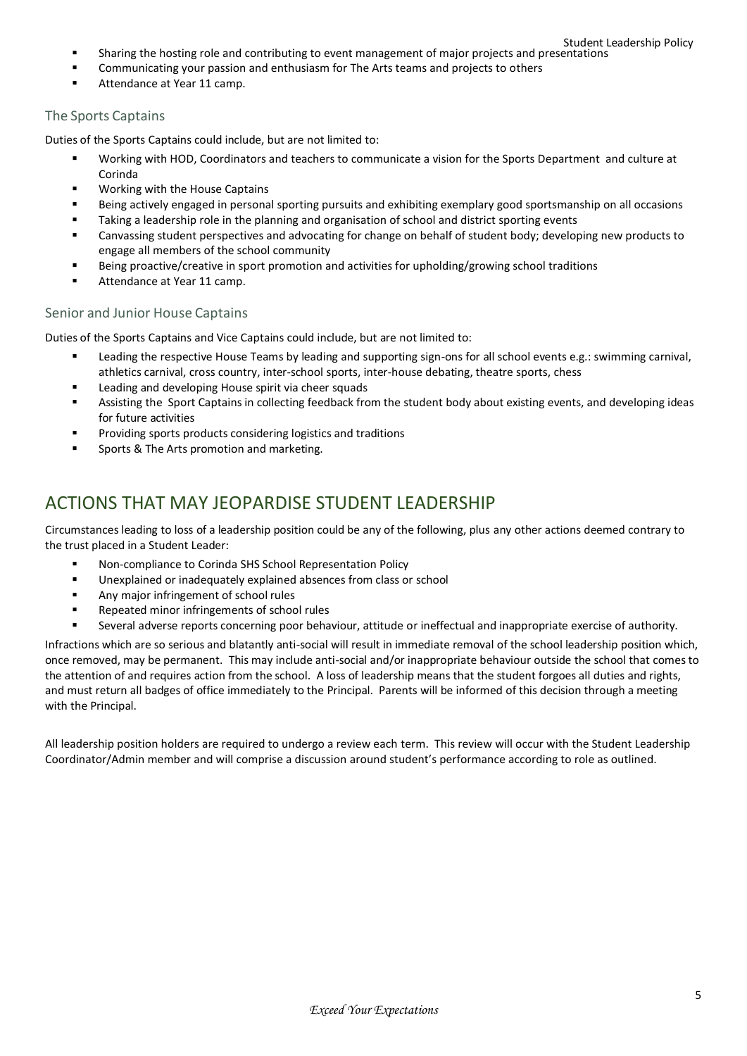- Sharing the hosting role and contributing to event management of major projects and presentations
- Communicating your passion and enthusiasm for The Arts teams and projects to others
- Attendance at Year 11 camp.

### The Sports Captains

Duties of the Sports Captains could include, but are not limited to:

- Working with HOD, Coordinators and teachers to communicate a vision for the Sports Department and culture at Corinda
- Working with the House Captains
- Being actively engaged in personal sporting pursuits and exhibiting exemplary good sportsmanship on all occasions
- Taking a leadership role in the planning and organisation of school and district sporting events
- Canvassing student perspectives and advocating for change on behalf of student body; developing new products to engage all members of the school community
- Being proactive/creative in sport promotion and activities for upholding/growing school traditions
- Attendance at Year 11 camp.

### Senior and Junior House Captains

Duties of the Sports Captains and Vice Captains could include, but are not limited to:

- Leading the respective House Teams by leading and supporting sign-ons for all school events e.g.: swimming carnival, athletics carnival, cross country, inter-school sports, inter-house debating, theatre sports, chess
- Leading and developing House spirit via cheer squads
- Assisting the Sport Captains in collecting feedback from the student body about existing events, and developing ideas for future activities
- Providing sports products considering logistics and traditions
- Sports & The Arts promotion and marketing.

## ACTIONS THAT MAY JEOPARDISE STUDENT LEADERSHIP

Circumstances leading to loss of a leadership position could be any of the following, plus any other actions deemed contrary to the trust placed in a Student Leader:

- Non-compliance to Corinda SHS School Representation Policy
- Unexplained or inadequately explained absences from class or school
- Any major infringement of school rules
- Repeated minor infringements of school rules
- Several adverse reports concerning poor behaviour, attitude or ineffectual and inappropriate exercise of authority.

Infractions which are so serious and blatantly anti-social will result in immediate removal of the school leadership position which, once removed, may be permanent. This may include anti-social and/or inappropriate behaviour outside the school that comes to the attention of and requires action from the school. A loss of leadership means that the student forgoes all duties and rights, and must return all badges of office immediately to the Principal. Parents will be informed of this decision through a meeting with the Principal.

All leadership position holders are required to undergo a review each term. This review will occur with the Student Leadership Coordinator/Admin member and will comprise a discussion around student's performance according to role as outlined.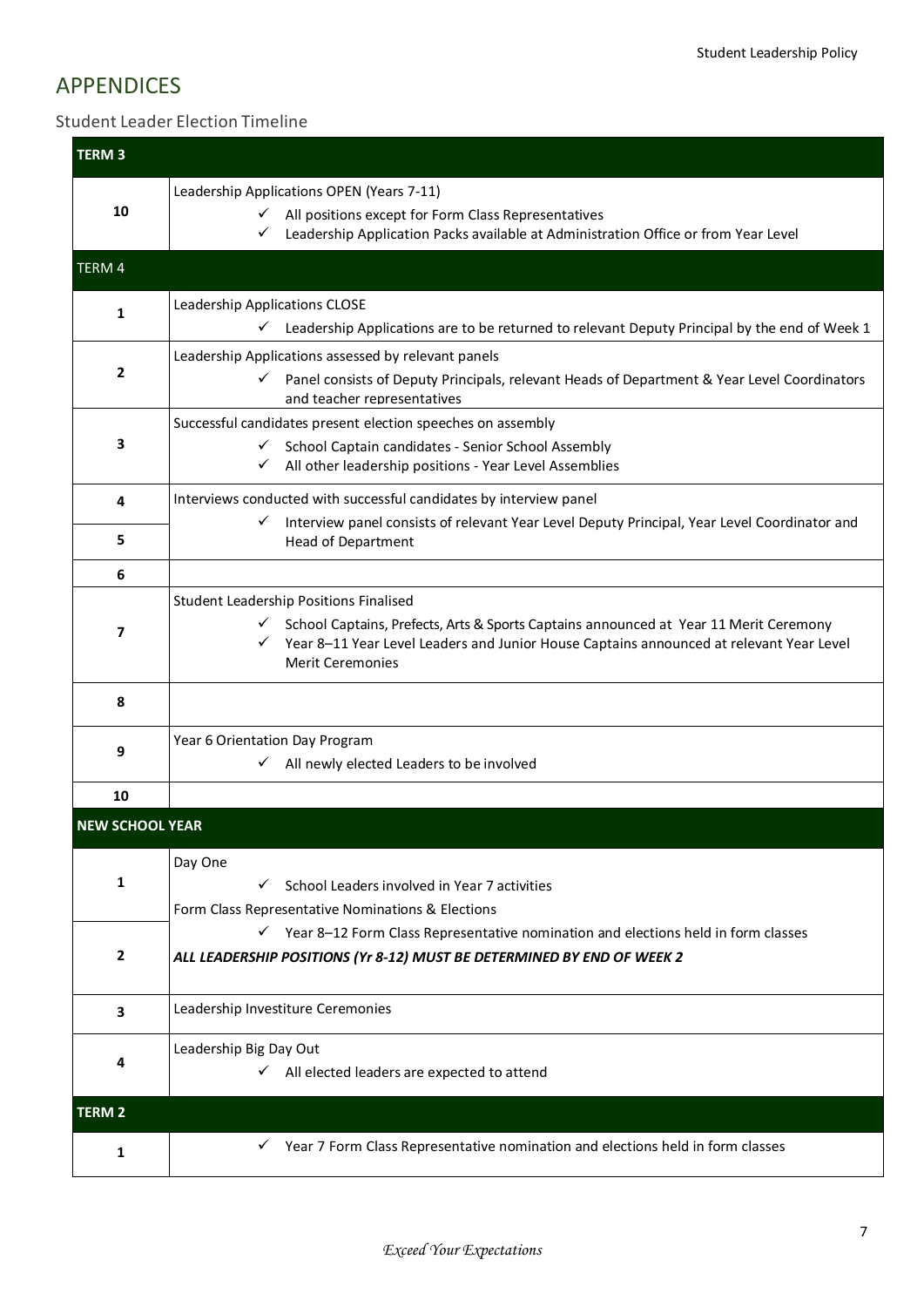# APPENDICES

## Student Leader Election Timeline

| TERM 3 | |
|---|---|
| 10 | Leadership Applications OPEN (Years 7-11)<br>✓ All positions except for Form Class Representatives<br>✓ Leadership Application Packs available at Administration Office or from Year Level |
| **TERM 4** | |
| 1 | Leadership Applications CLOSE<br>✓ Leadership Applications are to be returned to relevant Deputy Principal by the end of Week 1 |
| 2 | Leadership Applications assessed by relevant panels<br>✓ Panel consists of Deputy Principals, relevant Heads of Department & Year Level Coordinators and teacher representatives |
| 3 | Successful candidates present election speeches on assembly<br>✓ School Captain candidates - Senior School Assembly<br>✓ All other leadership positions - Year Level Assemblies |
| 4 | Interviews conducted with successful candidates by interview panel<br>✓ Interview panel consists of relevant Year Level Deputy Principal, Year Level Coordinator and Head of Department |
| 5 | |
| 6 | |
| 7 | Student Leadership Positions Finalised<br>✓ School Captains, Prefects, Arts & Sports Captains announced at Year 11 Merit Ceremony<br>✓ Year 8–11 Year Level Leaders and Junior House Captains announced at relevant Year Level Merit Ceremonies |
| 8 | |
| 9 | Year 6 Orientation Day Program<br>✓ All newly elected Leaders to be involved |
| 10 | |
| **NEW SCHOOL YEAR** | |
| 1 | Day One<br>✓ School Leaders involved in Year 7 activities<br>Form Class Representative Nominations & Elections |
| 2 | ✓ Year 8–12 Form Class Representative nomination and elections held in form classes<br>***ALL LEADERSHIP POSITIONS (Yr 8-12) MUST BE DETERMINED BY END OF WEEK 2*** |
| 3 | Leadership Investiture Ceremonies |
| 4 | Leadership Big Day Out<br>✓ All elected leaders are expected to attend |
| **TERM 2** | |
| 1 | ✓ Year 7 Form Class Representative nomination and elections held in form classes |

*Exceed Your Expectations*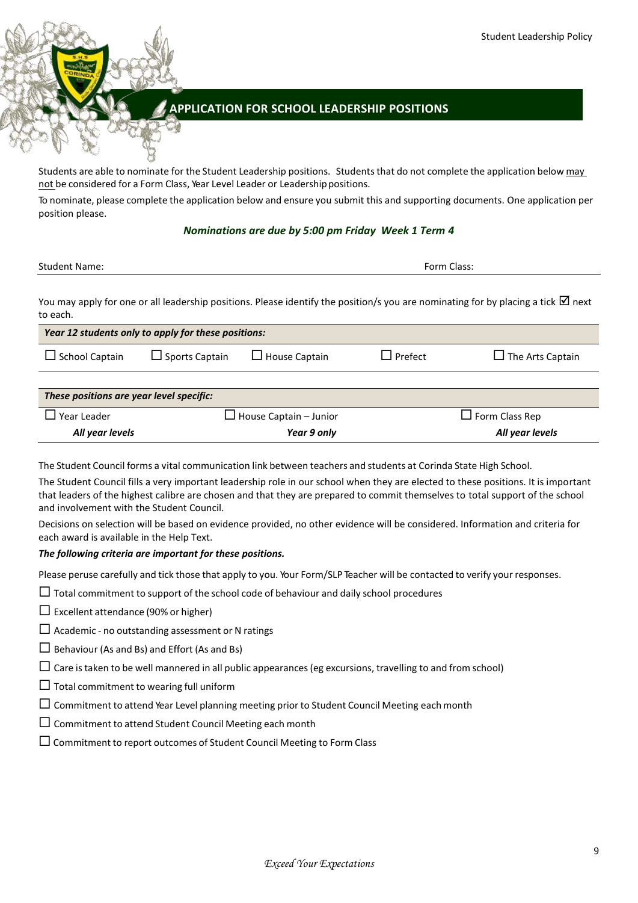## APPLICATION FOR SCHOOL LEADERSHIP POSITIONS

Students are able to nominate for the Student Leadership positions. Students that do not complete the application below may not be considered for a Form Class, Year Level Leader or Leadership positions.

To nominate, please complete the application below and ensure you submit this and supporting documents. One application per position please.

***Nominations are due by 5:00 pm Friday Week 1 Term 4***

Student Name: Form Class:

You may apply for one or all leadership positions. Please identify the position/s you are nominating for by placing a tick ☑ next to each.

| ***Year 12 students only to apply for these positions:*** | | | | |
|---|---|---|---|---|
| ☐ School Captain | ☐ Sports Captain | ☐ House Captain | ☐ Prefect | ☐ The Arts Captain |

| ***These positions are year level specific:*** | | |
|---|---|---|
| ☐ Year Leader | ☐ House Captain – Junior | ☐ Form Class Rep |
| ***All year levels*** | ***Year 9 only*** | ***All year levels*** |

The Student Council forms a vital communication link between teachers and students at Corinda State High School.

The Student Council fills a very important leadership role in our school when they are elected to these positions. It is important that leaders of the highest calibre are chosen and that they are prepared to commit themselves to total support of the school and involvement with the Student Council.

Decisions on selection will be based on evidence provided, no other evidence will be considered. Information and criteria for each award is available in the Help Text.

***The following criteria are important for these positions.***

Please peruse carefully and tick those that apply to you. Your Form/SLP Teacher will be contacted to verify your responses.

☐ Total commitment to support of the school code of behaviour and daily school procedures

☐ Excellent attendance (90% or higher)

☐ Academic - no outstanding assessment or N ratings

☐ Behaviour (As and Bs) and Effort (As and Bs)

☐ Care is taken to be well mannered in all public appearances (eg excursions, travelling to and from school)

☐ Total commitment to wearing full uniform

☐ Commitment to attend Year Level planning meeting prior to Student Council Meeting each month

☐ Commitment to attend Student Council Meeting each month

☐ Commitment to report outcomes of Student Council Meeting to Form Class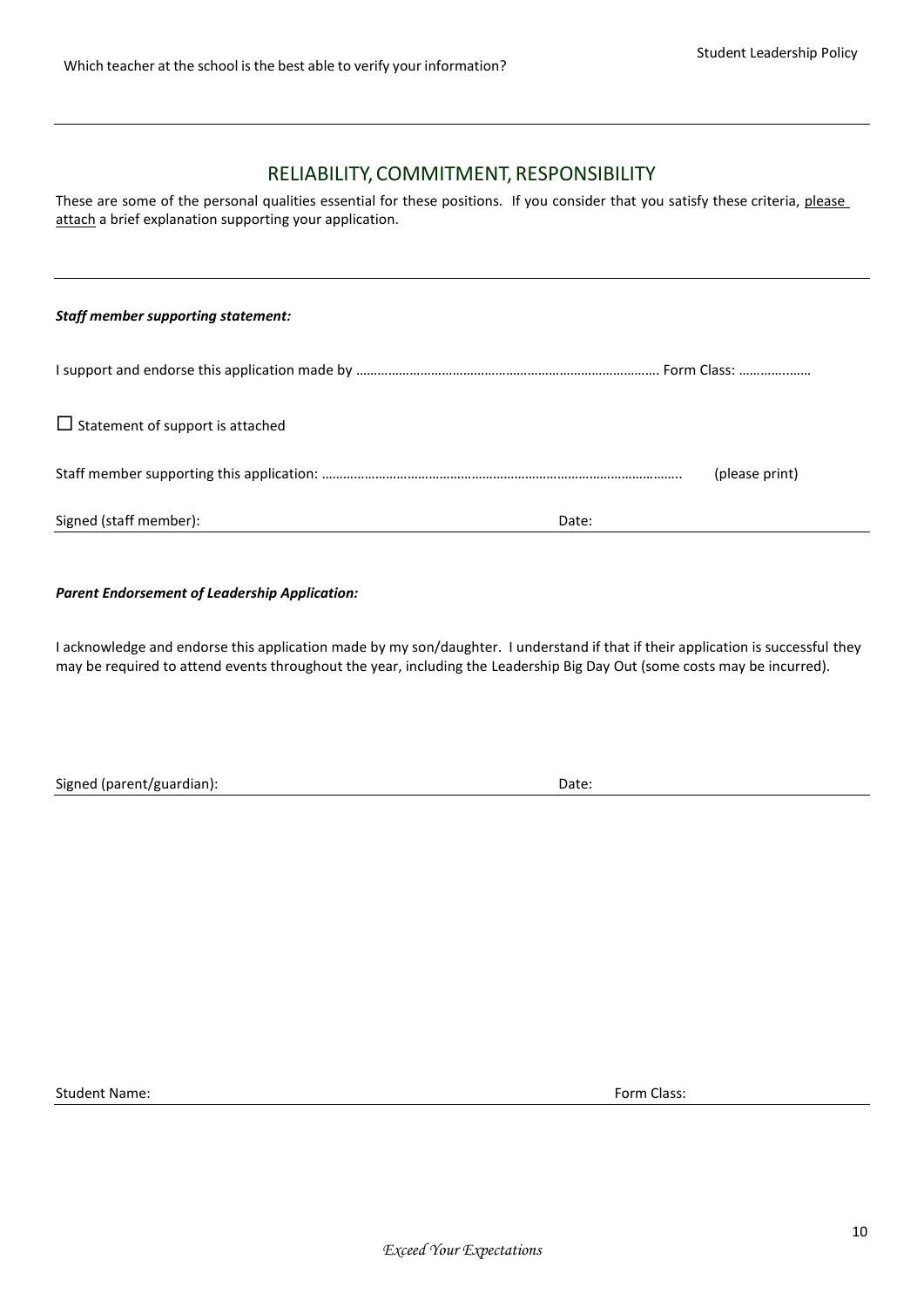Which teacher at the school is the best able to verify your information?

---

## RELIABILITY, COMMITMENT, RESPONSIBILITY

These are some of the personal qualities essential for these positions. If you consider that you satisfy these criteria, please attach a brief explanation supporting your application.

---

***Staff member supporting statement:***

I support and endorse this application made by ………………………………………………………………………… Form Class: …………..……

☐ Statement of support is attached

Staff member supporting this application: ……………………………………………………………………………………….. (please print)

Signed (staff member): Date:

***Parent Endorsement of Leadership Application:***

I acknowledge and endorse this application made by my son/daughter. I understand if that if their application is successful they may be required to attend events throughout the year, including the Leadership Big Day Out (some costs may be incurred).

Signed (parent/guardian): Date:

Student Name: Form Class:

*Exceed Your Expectations*